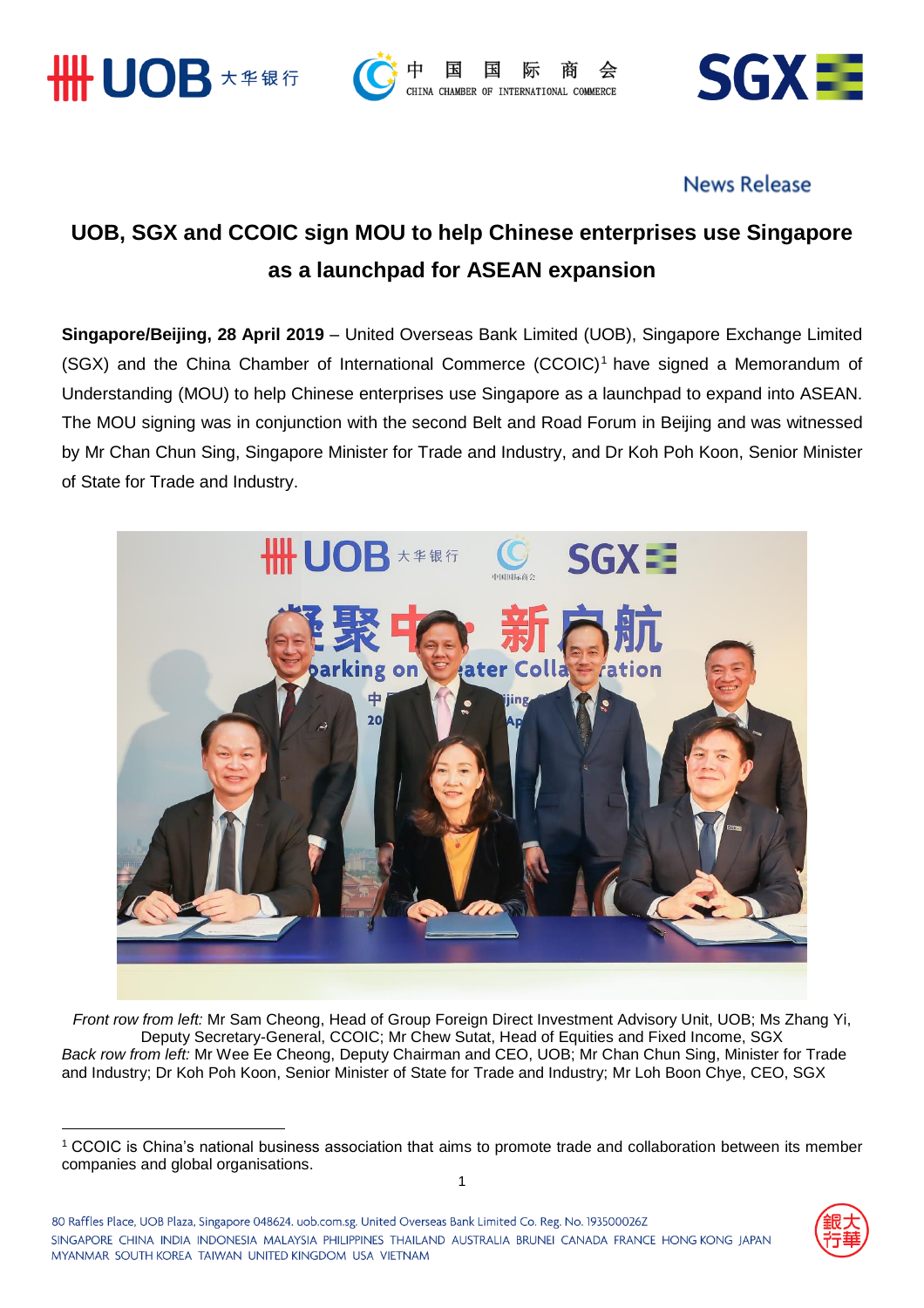News Release

# UOB, SGX and CCOIC sign MOU to help Chinese enterprises use Singapore as a launchpad for ASEAN expansion

**Singapore/Beijing, 28 April 2019** – United Overseas Bank Limited (UOB), Singapore Exchange Limited (SGX) and the China Chamber of International Commerce (CCOIC)[1] have signed a Memorandum of Understanding (MOU) to help Chinese enterprises use Singapore as a launchpad to expand into ASEAN. The MOU signing was in conjunction with the second Belt and Road Forum in Beijing and was witnessed by Mr Chan Chun Sing, Singapore Minister for Trade and Industry, and Dr Koh Poh Koon, Senior Minister of State for Trade and Industry.

*Front row from left:* Mr Sam Cheong, Head of Group Foreign Direct Investment Advisory Unit, UOB; Ms Zhang Yi, Deputy Secretary-General, CCOIC; Mr Chew Sutat, Head of Equities and Fixed Income, SGX
*Back row from left:* Mr Wee Ee Cheong, Deputy Chairman and CEO, UOB; Mr Chan Chun Sing, Minister for Trade and Industry; Dr Koh Poh Koon, Senior Minister of State for Trade and Industry; Mr Loh Boon Chye, CEO, SGX

[1] CCOIC is China's national business association that aims to promote trade and collaboration between its member companies and global organisations.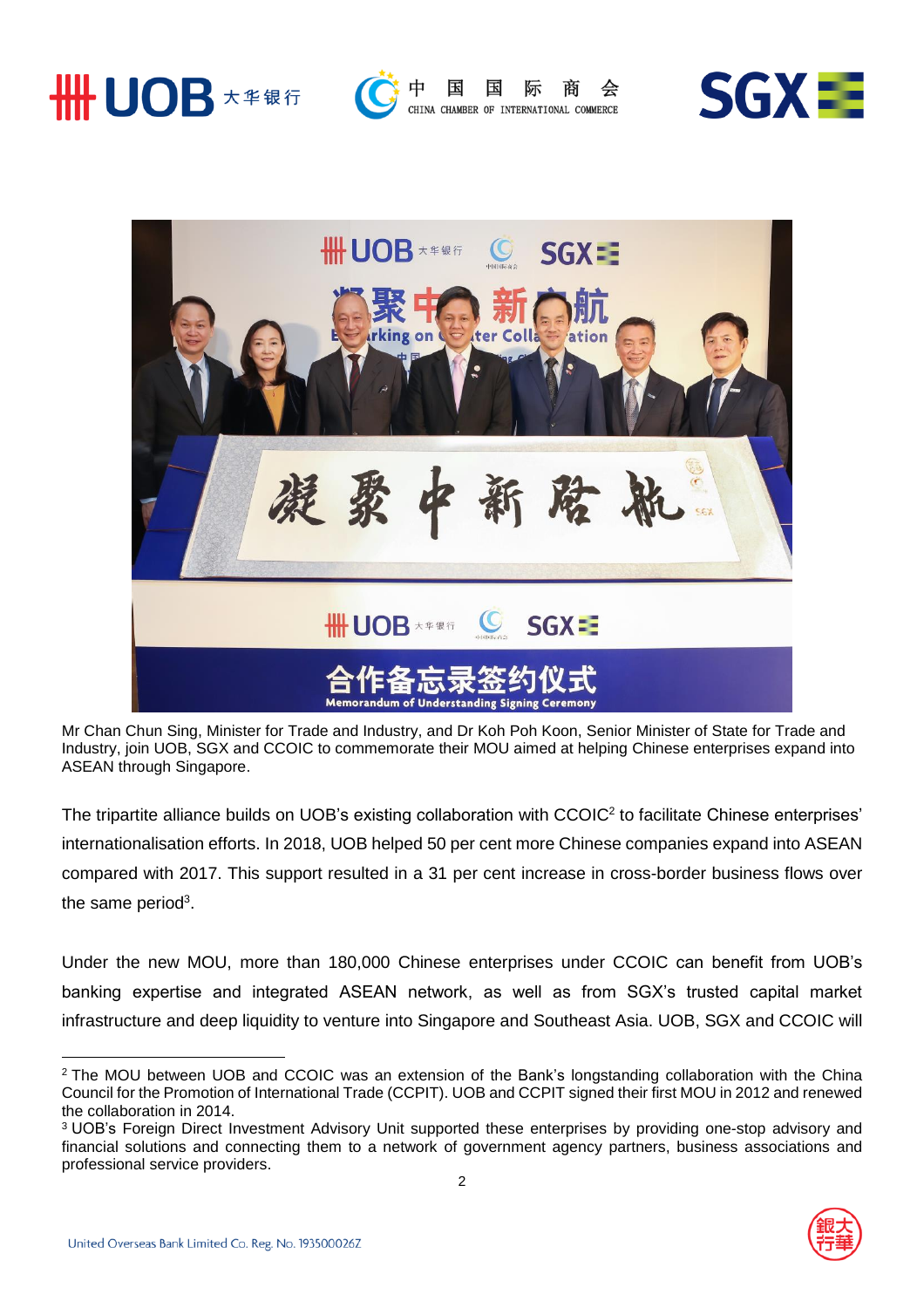Mr Chan Chun Sing, Minister for Trade and Industry, and Dr Koh Poh Koon, Senior Minister of State for Trade and Industry, join UOB, SGX and CCOIC to commemorate their MOU aimed at helping Chinese enterprises expand into ASEAN through Singapore.

The tripartite alliance builds on UOB's existing collaboration with CCOIC[2] to facilitate Chinese enterprises' internationalisation efforts. In 2018, UOB helped 50 per cent more Chinese companies expand into ASEAN compared with 2017. This support resulted in a 31 per cent increase in cross-border business flows over the same period[3].

Under the new MOU, more than 180,000 Chinese enterprises under CCOIC can benefit from UOB's banking expertise and integrated ASEAN network, as well as from SGX's trusted capital market infrastructure and deep liquidity to venture into Singapore and Southeast Asia. UOB, SGX and CCOIC will

---

[2] The MOU between UOB and CCOIC was an extension of the Bank's longstanding collaboration with the China Council for the Promotion of International Trade (CCPIT). UOB and CCPIT signed their first MOU in 2012 and renewed the collaboration in 2014.

[3] UOB's Foreign Direct Investment Advisory Unit supported these enterprises by providing one-stop advisory and financial solutions and connecting them to a network of government agency partners, business associations and professional service providers.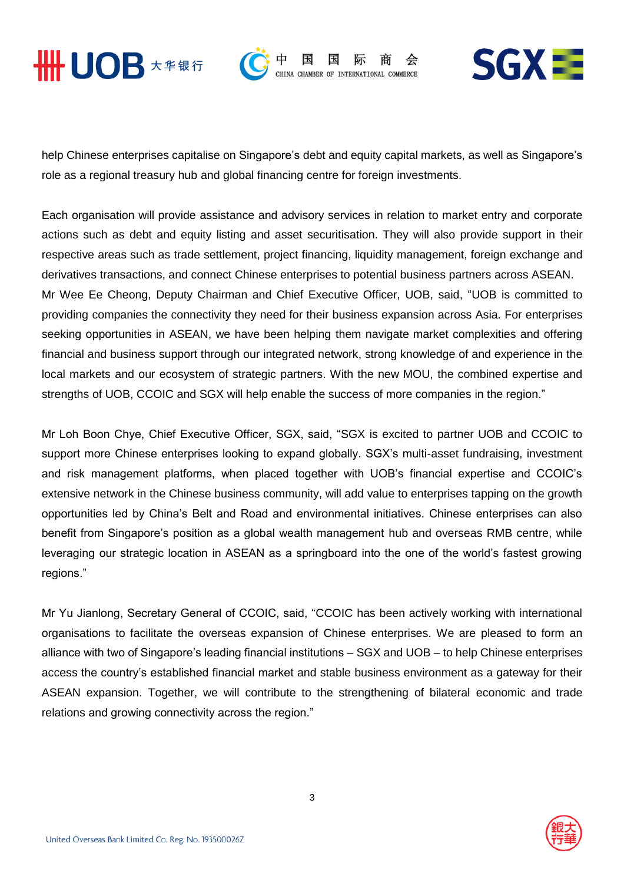help Chinese enterprises capitalise on Singapore's debt and equity capital markets, as well as Singapore's role as a regional treasury hub and global financing centre for foreign investments.

Each organisation will provide assistance and advisory services in relation to market entry and corporate actions such as debt and equity listing and asset securitisation. They will also provide support in their respective areas such as trade settlement, project financing, liquidity management, foreign exchange and derivatives transactions, and connect Chinese enterprises to potential business partners across ASEAN.

Mr Wee Ee Cheong, Deputy Chairman and Chief Executive Officer, UOB, said, "UOB is committed to providing companies the connectivity they need for their business expansion across Asia. For enterprises seeking opportunities in ASEAN, we have been helping them navigate market complexities and offering financial and business support through our integrated network, strong knowledge of and experience in the local markets and our ecosystem of strategic partners. With the new MOU, the combined expertise and strengths of UOB, CCOIC and SGX will help enable the success of more companies in the region."

Mr Loh Boon Chye, Chief Executive Officer, SGX, said, "SGX is excited to partner UOB and CCOIC to support more Chinese enterprises looking to expand globally. SGX's multi-asset fundraising, investment and risk management platforms, when placed together with UOB's financial expertise and CCOIC's extensive network in the Chinese business community, will add value to enterprises tapping on the growth opportunities led by China's Belt and Road and environmental initiatives. Chinese enterprises can also benefit from Singapore's position as a global wealth management hub and overseas RMB centre, while leveraging our strategic location in ASEAN as a springboard into the one of the world's fastest growing regions."

Mr Yu Jianlong, Secretary General of CCOIC, said, "CCOIC has been actively working with international organisations to facilitate the overseas expansion of Chinese enterprises. We are pleased to form an alliance with two of Singapore's leading financial institutions – SGX and UOB – to help Chinese enterprises access the country's established financial market and stable business environment as a gateway for their ASEAN expansion. Together, we will contribute to the strengthening of bilateral economic and trade relations and growing connectivity across the region."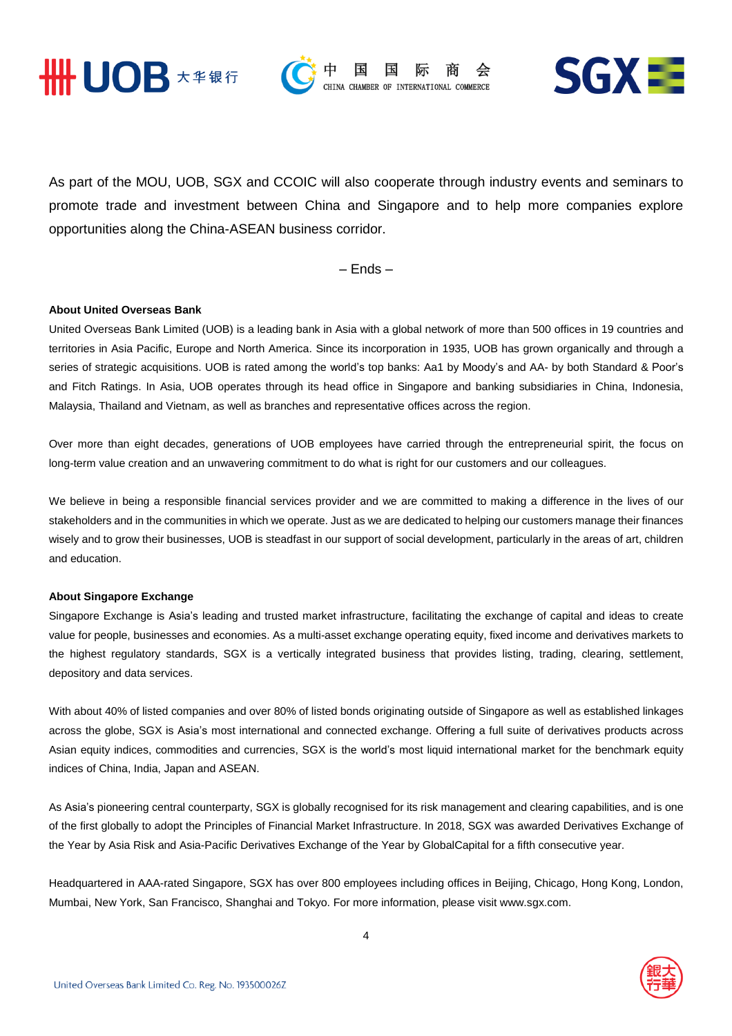As part of the MOU, UOB, SGX and CCOIC will also cooperate through industry events and seminars to promote trade and investment between China and Singapore and to help more companies explore opportunities along the China-ASEAN business corridor.

– Ends –

**About United Overseas Bank**

United Overseas Bank Limited (UOB) is a leading bank in Asia with a global network of more than 500 offices in 19 countries and territories in Asia Pacific, Europe and North America. Since its incorporation in 1935, UOB has grown organically and through a series of strategic acquisitions. UOB is rated among the world's top banks: Aa1 by Moody's and AA- by both Standard & Poor's and Fitch Ratings. In Asia, UOB operates through its head office in Singapore and banking subsidiaries in China, Indonesia, Malaysia, Thailand and Vietnam, as well as branches and representative offices across the region.

Over more than eight decades, generations of UOB employees have carried through the entrepreneurial spirit, the focus on long-term value creation and an unwavering commitment to do what is right for our customers and our colleagues.

We believe in being a responsible financial services provider and we are committed to making a difference in the lives of our stakeholders and in the communities in which we operate. Just as we are dedicated to helping our customers manage their finances wisely and to grow their businesses, UOB is steadfast in our support of social development, particularly in the areas of art, children and education.

**About Singapore Exchange**

Singapore Exchange is Asia's leading and trusted market infrastructure, facilitating the exchange of capital and ideas to create value for people, businesses and economies. As a multi-asset exchange operating equity, fixed income and derivatives markets to the highest regulatory standards, SGX is a vertically integrated business that provides listing, trading, clearing, settlement, depository and data services.

With about 40% of listed companies and over 80% of listed bonds originating outside of Singapore as well as established linkages across the globe, SGX is Asia's most international and connected exchange. Offering a full suite of derivatives products across Asian equity indices, commodities and currencies, SGX is the world's most liquid international market for the benchmark equity indices of China, India, Japan and ASEAN.

As Asia's pioneering central counterparty, SGX is globally recognised for its risk management and clearing capabilities, and is one of the first globally to adopt the Principles of Financial Market Infrastructure. In 2018, SGX was awarded Derivatives Exchange of the Year by Asia Risk and Asia-Pacific Derivatives Exchange of the Year by GlobalCapital for a fifth consecutive year.

Headquartered in AAA-rated Singapore, SGX has over 800 employees including offices in Beijing, Chicago, Hong Kong, London, Mumbai, New York, San Francisco, Shanghai and Tokyo. For more information, please visit www.sgx.com.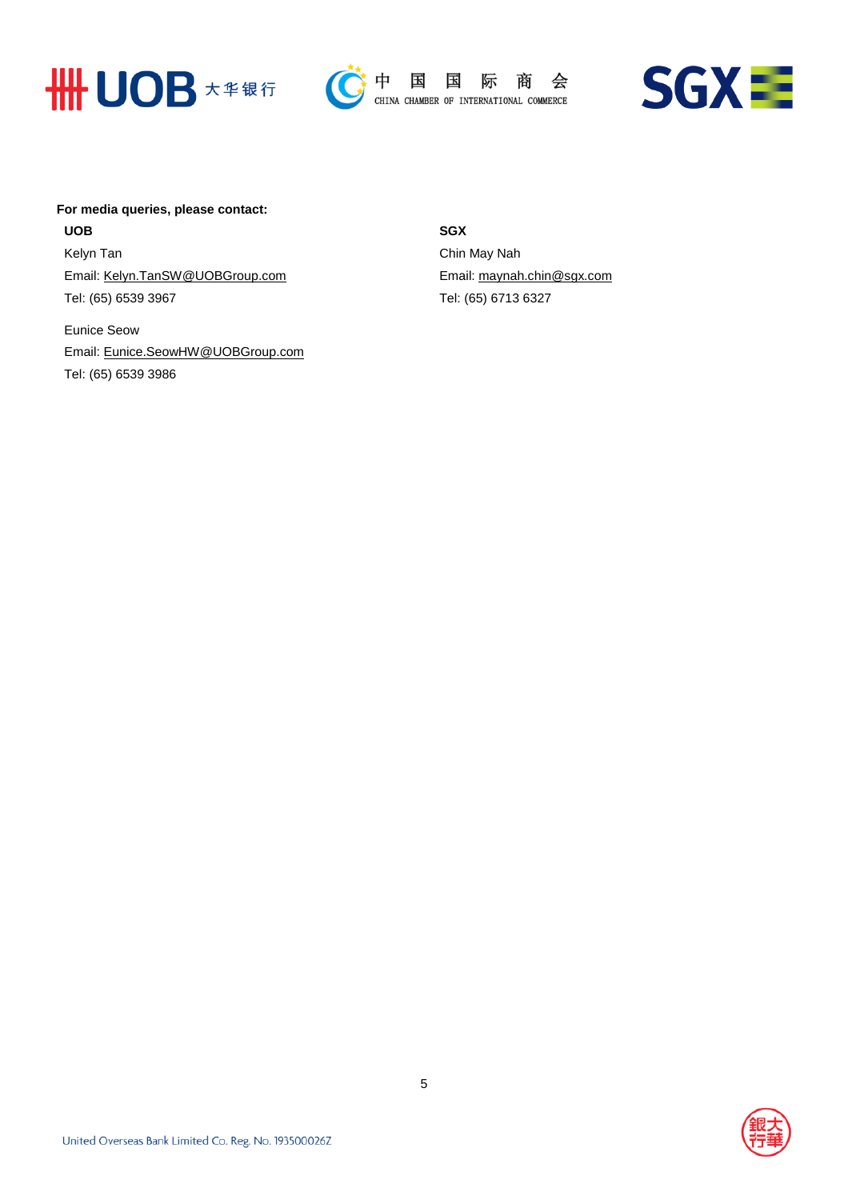**For media queries, please contact:**

**UOB**

Kelyn Tan
Email: Kelyn.TanSW@UOBGroup.com
Tel: (65) 6539 3967

Eunice Seow
Email: Eunice.SeowHW@UOBGroup.com
Tel: (65) 6539 3986

**SGX**

Chin May Nah
Email: maynah.chin@sgx.com
Tel: (65) 6713 6327